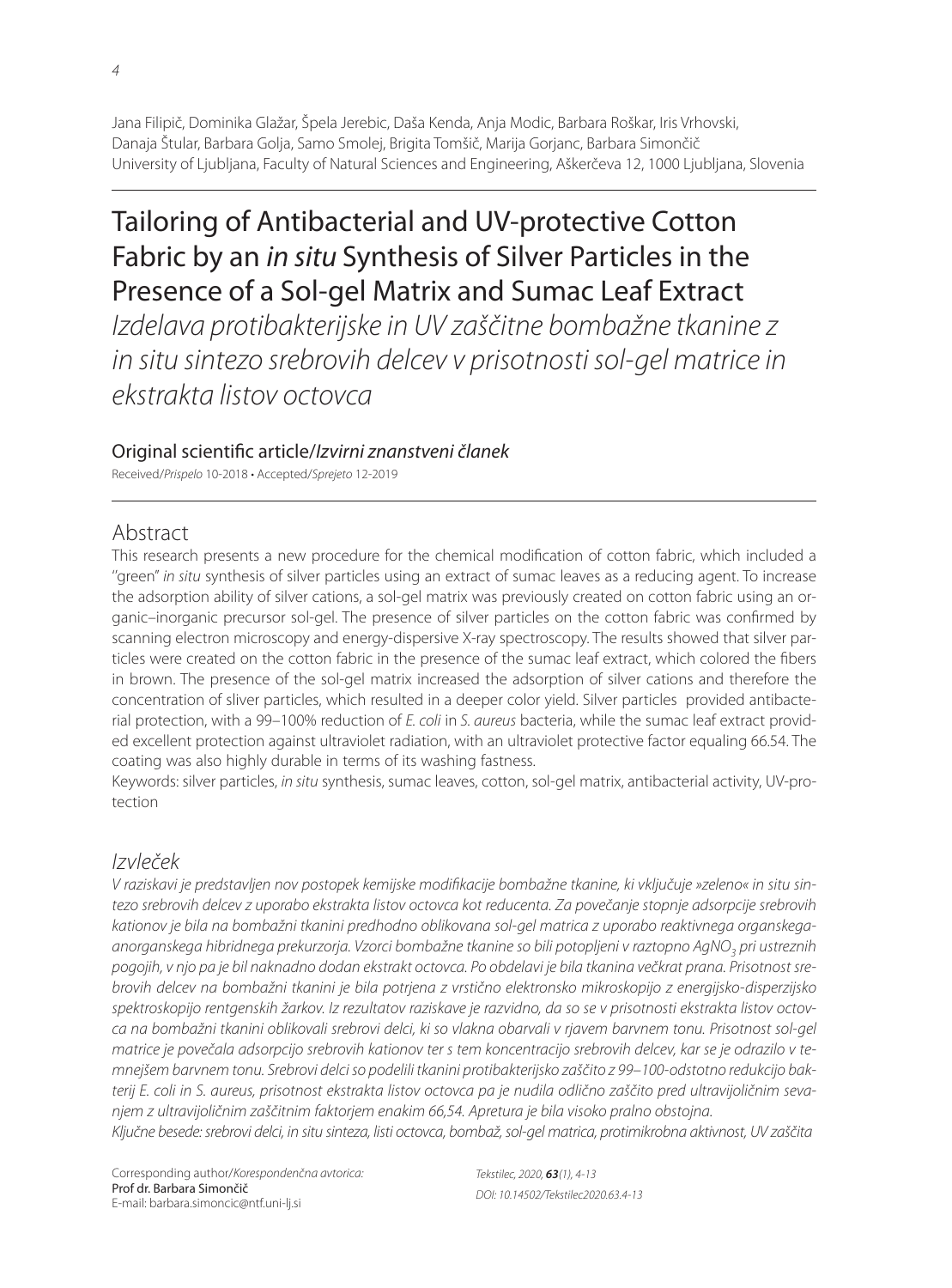Jana Filipič, Dominika Glažar, Špela Jerebic, Daša Kenda, Anja Modic, Barbara Roškar, Iris Vrhovski, Danaja Štular, Barbara Golja, Samo Smolej, Brigita Tomšič, Marija Gorjanc, Barbara Simončič
University of Ljubljana, Faculty of Natural Sciences and Engineering, Aškerčeva 12, 1000 Ljubljana, Slovenia

# Tailoring of Antibacterial and UV-protective Cotton Fabric by an *in situ* Synthesis of Silver Particles in the Presence of a Sol-gel Matrix and Sumac Leaf Extract

*Izdelava protibakterijske in UV zaščitne bombažne tkanine z in situ sintezo srebrovih delcev v prisotnosti sol-gel matrice in ekstrakta listov octovca*

## Original scientific article/*Izvirni znanstveni članek*

Received/*Prispelo* 10-2018 • Accepted/*Sprejeto* 12-2019

## Abstract

This research presents a new procedure for the chemical modification of cotton fabric, which included a "green" *in situ* synthesis of silver particles using an extract of sumac leaves as a reducing agent. To increase the adsorption ability of silver cations, a sol-gel matrix was previously created on cotton fabric using an organic–inorganic precursor sol-gel. The presence of silver particles on the cotton fabric was confirmed by scanning electron microscopy and energy-dispersive X-ray spectroscopy. The results showed that silver particles were created on the cotton fabric in the presence of the sumac leaf extract, which colored the fibers in brown. The presence of the sol-gel matrix increased the adsorption of silver cations and therefore the concentration of sliver particles, which resulted in a deeper color yield. Silver particles provided antibacterial protection, with a 99–100% reduction of *E. coli* in *S. aureus* bacteria, while the sumac leaf extract provided excellent protection against ultraviolet radiation, with an ultraviolet protective factor equaling 66.54. The coating was also highly durable in terms of its washing fastness.

Keywords: silver particles, *in situ* synthesis, sumac leaves, cotton, sol-gel matrix, antibacterial activity, UV-protection

## *Izvleček*

*V raziskavi je predstavljen nov postopek kemijske modifikacije bombažne tkanine, ki vključuje »zeleno« in situ sintezo srebrovih delcev z uporabo ekstrakta listov octovca kot reducenta. Za povečanje stopnje adsorpcije srebrovih kationov je bila na bombažni tkanini predhodno oblikovana sol-gel matrica z uporabo reaktivnega organskega-anorganskega hibridnega prekurzorja. Vzorci bombažne tkanine so bili potopljeni v raztopno* $AgNO_3$ *pri ustreznih pogojih, v njo pa je bil naknadno dodan ekstrakt octovca. Po obdelavi je bila tkanina večkrat prana. Prisotnost srebrovih delcev na bombažni tkanini je bila potrjena z vrstično elektronsko mikroskopijo z energijsko-disperzijsko spektroskopijo rentgenskih žarkov. Iz rezultatov raziskave je razvidno, da so se v prisotnosti ekstrakta listov octovca na bombažni tkanini oblikovali srebrovi delci, ki so vlakna obarvali v rjavem barvnem tonu. Prisotnost sol-gel matrice je povečala adsorpcijo srebrovih kationov ter s tem koncentracijo srebrovih delcev, kar se je odrazilo v temnejšem barvnem tonu. Srebrovi delci so podelili tkanini protibakterijsko zaščito z 99–100-odstotno redukcijo bakterij E. coli in S. aureus, prisotnost ekstrakta listov octovca pa je nudila odlično zaščito pred ultravijoličnim sevanjem z ultravijoličnim zaščitnim faktorjem enakim 66,54. Apretura je bila visoko pralno obstojna.*
*Ključne besede: srebrovi delci, in situ sinteza, listi octovca, bombaž, sol-gel matrica, protimikrobna aktivnost, UV zaščita*

Corresponding author/*Korespondenčna avtorica:*
**Prof dr. Barbara Simončič**
E-mail: barbara.simoncic@ntf.uni-lj.si

*Tekstilec, 2020, **63**(1), 4-13*
*DOI: 10.14502/Tekstilec2020.63.4-13*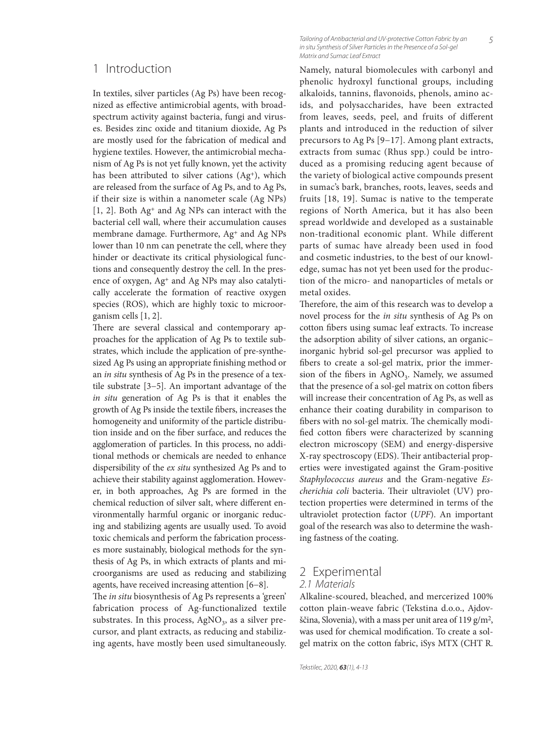# 1 Introduction

In textiles, silver particles (Ag Ps) have been recognized as effective antimicrobial agents, with broad-spectrum activity against bacteria, fungi and viruses. Besides zinc oxide and titanium dioxide, Ag Ps are mostly used for the fabrication of medical and hygiene textiles. However, the antimicrobial mechanism of Ag Ps is not yet fully known, yet the activity has been attributed to silver cations ($Ag^+$), which are released from the surface of Ag Ps, and to Ag Ps, if their size is within a nanometer scale (Ag NPs) [1, 2]. Both $Ag^+$ and Ag NPs can interact with the bacterial cell wall, where their accumulation causes membrane damage. Furthermore, $Ag^+$ and Ag NPs lower than 10 nm can penetrate the cell, where they hinder or deactivate its critical physiological functions and consequently destroy the cell. In the presence of oxygen, $Ag^+$ and Ag NPs may also catalytically accelerate the formation of reactive oxygen species (ROS), which are highly toxic to microorganism cells [1, 2].

There are several classical and contemporary approaches for the application of Ag Ps to textile substrates, which include the application of pre-synthesized Ag Ps using an appropriate finishing method or an *in situ* synthesis of Ag Ps in the presence of a textile substrate [3–5]. An important advantage of the *in situ* generation of Ag Ps is that it enables the growth of Ag Ps inside the textile fibers, increases the homogeneity and uniformity of the particle distribution inside and on the fiber surface, and reduces the agglomeration of particles. In this process, no additional methods or chemicals are needed to enhance dispersibility of the *ex situ* synthesized Ag Ps and to achieve their stability against agglomeration. However, in both approaches, Ag Ps are formed in the chemical reduction of silver salt, where different environmentally harmful organic or inorganic reducing and stabilizing agents are usually used. To avoid toxic chemicals and perform the fabrication processes more sustainably, biological methods for the synthesis of Ag Ps, in which extracts of plants and microorganisms are used as reducing and stabilizing agents, have received increasing attention [6–8].

The *in situ* biosynthesis of Ag Ps represents a 'green' fabrication process of Ag-functionalized textile substrates. In this process, $AgNO_3$, as a silver precursor, and plant extracts, as reducing and stabilizing agents, have mostly been used simultaneously. Namely, natural biomolecules with carbonyl and phenolic hydroxyl functional groups, including alkaloids, tannins, flavonoids, phenols, amino acids, and polysaccharides, have been extracted from leaves, seeds, peel, and fruits of different plants and introduced in the reduction of silver precursors to Ag Ps [9–17]. Among plant extracts, extracts from sumac (Rhus spp.) could be introduced as a promising reducing agent because of the variety of biological active compounds present in sumac's bark, branches, roots, leaves, seeds and fruits [18, 19]. Sumac is native to the temperate regions of North America, but it has also been spread worldwide and developed as a sustainable non-traditional economic plant. While different parts of sumac have already been used in food and cosmetic industries, to the best of our knowledge, sumac has not yet been used for the production of the micro- and nanoparticles of metals or metal oxides.

Therefore, the aim of this research was to develop a novel process for the *in situ* synthesis of Ag Ps on cotton fibers using sumac leaf extracts. To increase the adsorption ability of silver cations, an organic–inorganic hybrid sol-gel precursor was applied to fibers to create a sol-gel matrix, prior the immersion of the fibers in $AgNO_3$. Namely, we assumed that the presence of a sol-gel matrix on cotton fibers will increase their concentration of Ag Ps, as well as enhance their coating durability in comparison to fibers with no sol-gel matrix. The chemically modified cotton fibers were characterized by scanning electron microscopy (SEM) and energy-dispersive X-ray spectroscopy (EDS). Their antibacterial properties were investigated against the Gram-positive *Staphylococcus aureus* and the Gram-negative *Escherichia coli* bacteria. Their ultraviolet (UV) protection properties were determined in terms of the ultraviolet protection factor (*UPF*). An important goal of the research was also to determine the washing fastness of the coating.

# 2 Experimental

## 2.1 Materials

Alkaline-scoured, bleached, and mercerized 100% cotton plain-weave fabric (Tekstina d.o.o., Ajdovščina, Slovenia), with a mass per unit area of 119 g/m², was used for chemical modification. To create a sol-gel matrix on the cotton fabric, iSys MTX (CHT R.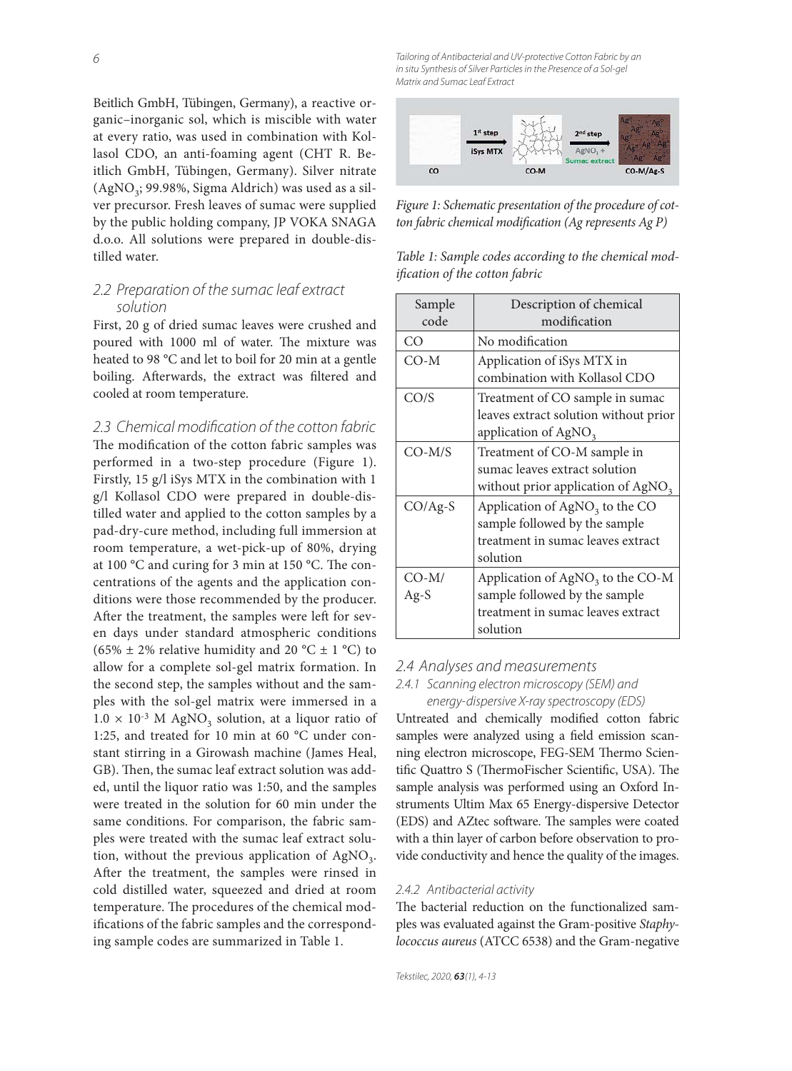Beitlich GmbH, Tübingen, Germany), a reactive organic–inorganic sol, which is miscible with water at every ratio, was used in combination with Kollasol CDO, an anti-foaming agent (CHT R. Beitlich GmbH, Tübingen, Germany). Silver nitrate ($AgNO_3$; 99.98%, Sigma Aldrich) was used as a silver precursor. Fresh leaves of sumac were supplied by the public holding company, JP VOKA SNAGA d.o.o. All solutions were prepared in double-distilled water.

### 2.2 Preparation of the sumac leaf extract solution

First, 20 g of dried sumac leaves were crushed and poured with 1000 ml of water. The mixture was heated to 98 °C and let to boil for 20 min at a gentle boiling. Afterwards, the extract was filtered and cooled at room temperature.

### 2.3 Chemical modification of the cotton fabric

The modification of the cotton fabric samples was performed in a two-step procedure (Figure 1). Firstly, 15 g/l iSys MTX in the combination with 1 g/l Kollasol CDO were prepared in double-distilled water and applied to the cotton samples by a pad-dry-cure method, including full immersion at room temperature, a wet-pick-up of 80%, drying at 100 °C and curing for 3 min at 150 °C. The concentrations of the agents and the application conditions were those recommended by the producer. After the treatment, the samples were left for seven days under standard atmospheric conditions (65% ± 2% relative humidity and 20 °C ± 1 °C) to allow for a complete sol-gel matrix formation. In the second step, the samples without and with the sol-gel matrix were immersed in a $1.0 \times 10^{-3}$ M $AgNO_3$ solution, at a liquor ratio of 1:25, and treated for 10 min at 60 °C under constant stirring in a Girowash machine (James Heal, GB). Then, the sumac leaf extract solution was added, until the liquor ratio was 1:50, and the samples were treated in the solution for 60 min under the same conditions. For comparison, the fabric samples were treated with the sumac leaf extract solution, without the previous application of $AgNO_3$. After the treatment, the samples were rinsed in cold distilled water, squeezed and dried at room temperature. The procedures of the chemical modifications of the fabric samples and the corresponding sample codes are summarized in Table 1.

*Figure 1: Schematic presentation of the procedure of cotton fabric chemical modification (Ag represents Ag P)*

*Table 1: Sample codes according to the chemical modification of the cotton fabric*

| Sample code | Description of chemical modification |
|---|---|
| CO | No modification |
| CO-M | Application of iSys MTX in combination with Kollasol CDO |
| CO/S | Treatment of CO sample in sumac leaves extract solution without prior application of $AgNO_3$ |
| CO-M/S | Treatment of CO-M sample in sumac leaves extract solution without prior application of $AgNO_3$ |
| CO/Ag-S | Application of $AgNO_3$ to the CO sample followed by the sample treatment in sumac leaves extract solution |
| CO-M/Ag-S | Application of $AgNO_3$ to the CO-M sample followed by the sample treatment in sumac leaves extract solution |

### 2.4 Analyses and measurements

#### 2.4.1 Scanning electron microscopy (SEM) and energy-dispersive X-ray spectroscopy (EDS)

Untreated and chemically modified cotton fabric samples were analyzed using a field emission scanning electron microscope, FEG-SEM Thermo Scientific Quattro S (ThermoFischer Scientific, USA). The sample analysis was performed using an Oxford Instruments Ultim Max 65 Energy-dispersive Detector (EDS) and AZtec software. The samples were coated with a thin layer of carbon before observation to provide conductivity and hence the quality of the images.

#### 2.4.2 Antibacterial activity

The bacterial reduction on the functionalized samples was evaluated against the Gram-positive *Staphylococcus aureus* (ATCC 6538) and the Gram-negative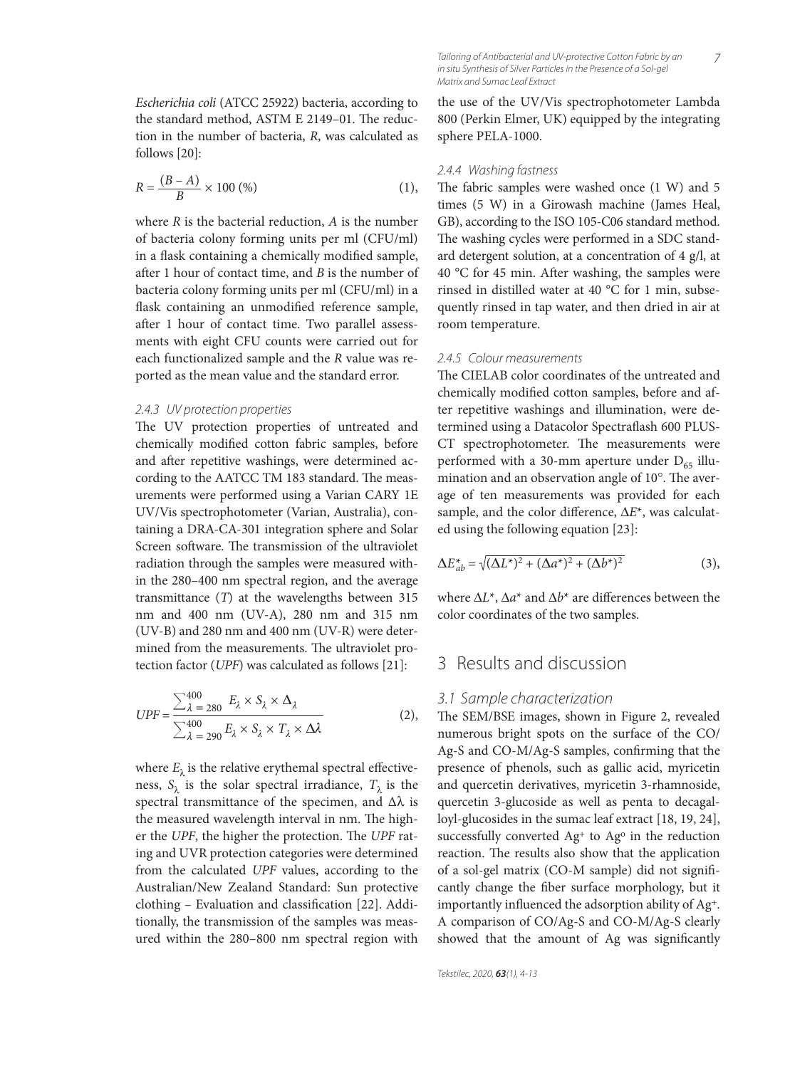*Escherichia coli* (ATCC 25922) bacteria, according to the standard method, ASTM E 2149–01. The reduction in the number of bacteria, *R*, was calculated as follows [20]:

$$R = \frac{(B - A)}{B} \times 100\ (\%) \quad (1),$$

where *R* is the bacterial reduction, *A* is the number of bacteria colony forming units per ml (CFU/ml) in a flask containing a chemically modified sample, after 1 hour of contact time, and *B* is the number of bacteria colony forming units per ml (CFU/ml) in a flask containing an unmodified reference sample, after 1 hour of contact time. Two parallel assessments with eight CFU counts were carried out for each functionalized sample and the *R* value was reported as the mean value and the standard error.

### 2.4.3 UV protection properties

The UV protection properties of untreated and chemically modified cotton fabric samples, before and after repetitive washings, were determined according to the AATCC TM 183 standard. The measurements were performed using a Varian CARY 1E UV/Vis spectrophotometer (Varian, Australia), containing a DRA-CA-301 integration sphere and Solar Screen software. The transmission of the ultraviolet radiation through the samples were measured within the 280–400 nm spectral region, and the average transmittance (*T*) at the wavelengths between 315 nm and 400 nm (UV-A), 280 nm and 315 nm (UV-B) and 280 nm and 400 nm (UV-R) were determined from the measurements. The ultraviolet protection factor (*UPF*) was calculated as follows [21]:

$$UPF = \frac{\sum_{\lambda=280}^{400} E_\lambda \times S_\lambda \times \Delta_\lambda}{\sum_{\lambda=290}^{400} E_\lambda \times S_\lambda \times T_\lambda \times \Delta\lambda} \quad (2),$$

where $E_\lambda$ is the relative erythemal spectral effectiveness, $S_\lambda$ is the solar spectral irradiance, $T_\lambda$ is the spectral transmittance of the specimen, and $\Delta\lambda$ is the measured wavelength interval in nm. The higher the *UPF*, the higher the protection. The *UPF* rating and UVR protection categories were determined from the calculated *UPF* values, according to the Australian/New Zealand Standard: Sun protective clothing – Evaluation and classification [22]. Additionally, the transmission of the samples was measured within the 280–800 nm spectral region with the use of the UV/Vis spectrophotometer Lambda 800 (Perkin Elmer, UK) equipped by the integrating sphere PELA-1000.

### 2.4.4 Washing fastness

The fabric samples were washed once (1 W) and 5 times (5 W) in a Girowash machine (James Heal, GB), according to the ISO 105-C06 standard method. The washing cycles were performed in a SDC standard detergent solution, at a concentration of 4 g/l, at 40 °C for 45 min. After washing, the samples were rinsed in distilled water at 40 °C for 1 min, subsequently rinsed in tap water, and then dried in air at room temperature.

### 2.4.5 Colour measurements

The CIELAB color coordinates of the untreated and chemically modified cotton samples, before and after repetitive washings and illumination, were determined using a Datacolor Spectraflash 600 PLUS-CT spectrophotometer. The measurements were performed with a 30-mm aperture under $D_{65}$ illumination and an observation angle of 10°. The average of ten measurements was provided for each sample, and the color difference, $\Delta E^*$, was calculated using the following equation [23]:

$$\Delta E^*_{ab} = \sqrt{(\Delta L^*)^2 + (\Delta a^*)^2 + (\Delta b^*)^2} \quad (3),$$

where $\Delta L^*$, $\Delta a^*$ and $\Delta b^*$ are differences between the color coordinates of the two samples.

# 3 Results and discussion

## 3.1 Sample characterization

The SEM/BSE images, shown in Figure 2, revealed numerous bright spots on the surface of the CO/Ag-S and CO-M/Ag-S samples, confirming that the presence of phenols, such as gallic acid, myricetin and quercetin derivatives, myricetin 3-rhamnoside, quercetin 3-glucoside as well as penta to decagalloyl-glucosides in the sumac leaf extract [18, 19, 24], successfully converted $Ag^+$ to $Ag^o$ in the reduction reaction. The results also show that the application of a sol-gel matrix (CO-M sample) did not significantly change the fiber surface morphology, but it importantly influenced the adsorption ability of $Ag^+$. A comparison of CO/Ag-S and CO-M/Ag-S clearly showed that the amount of Ag was significantly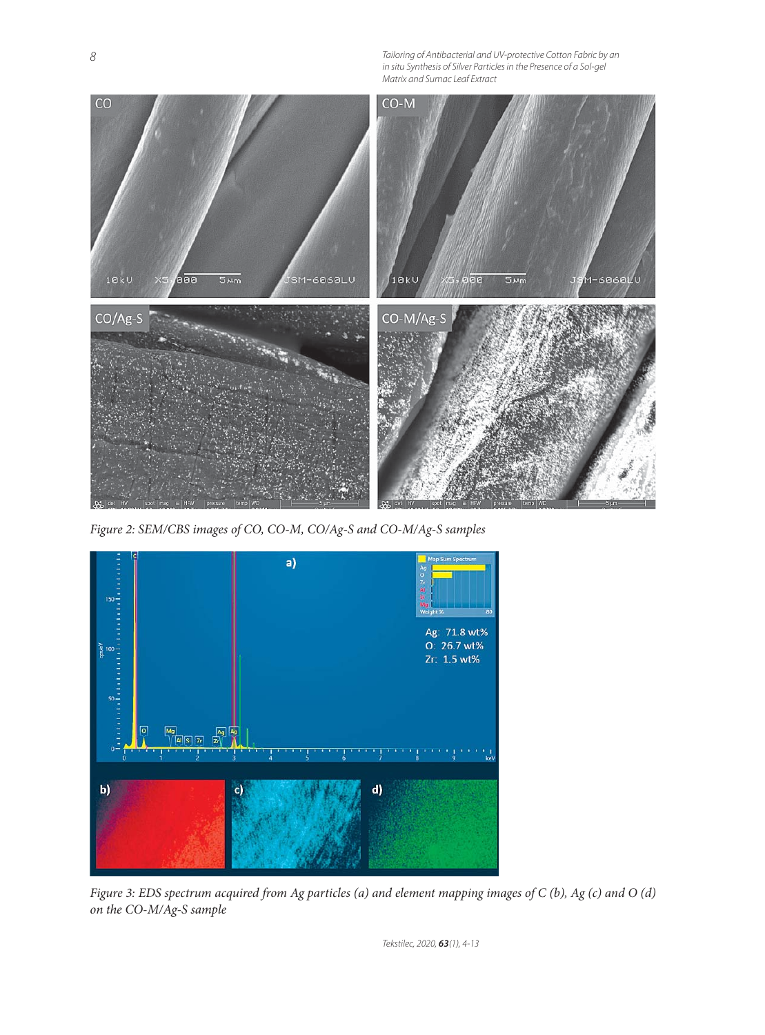Figure 2: SEM/CBS images of CO, CO-M, CO/Ag-S and CO-M/Ag-S samples

Figure 3: EDS spectrum acquired from Ag particles (a) and element mapping images of C (b), Ag (c) and O (d) on the CO-M/Ag-S sample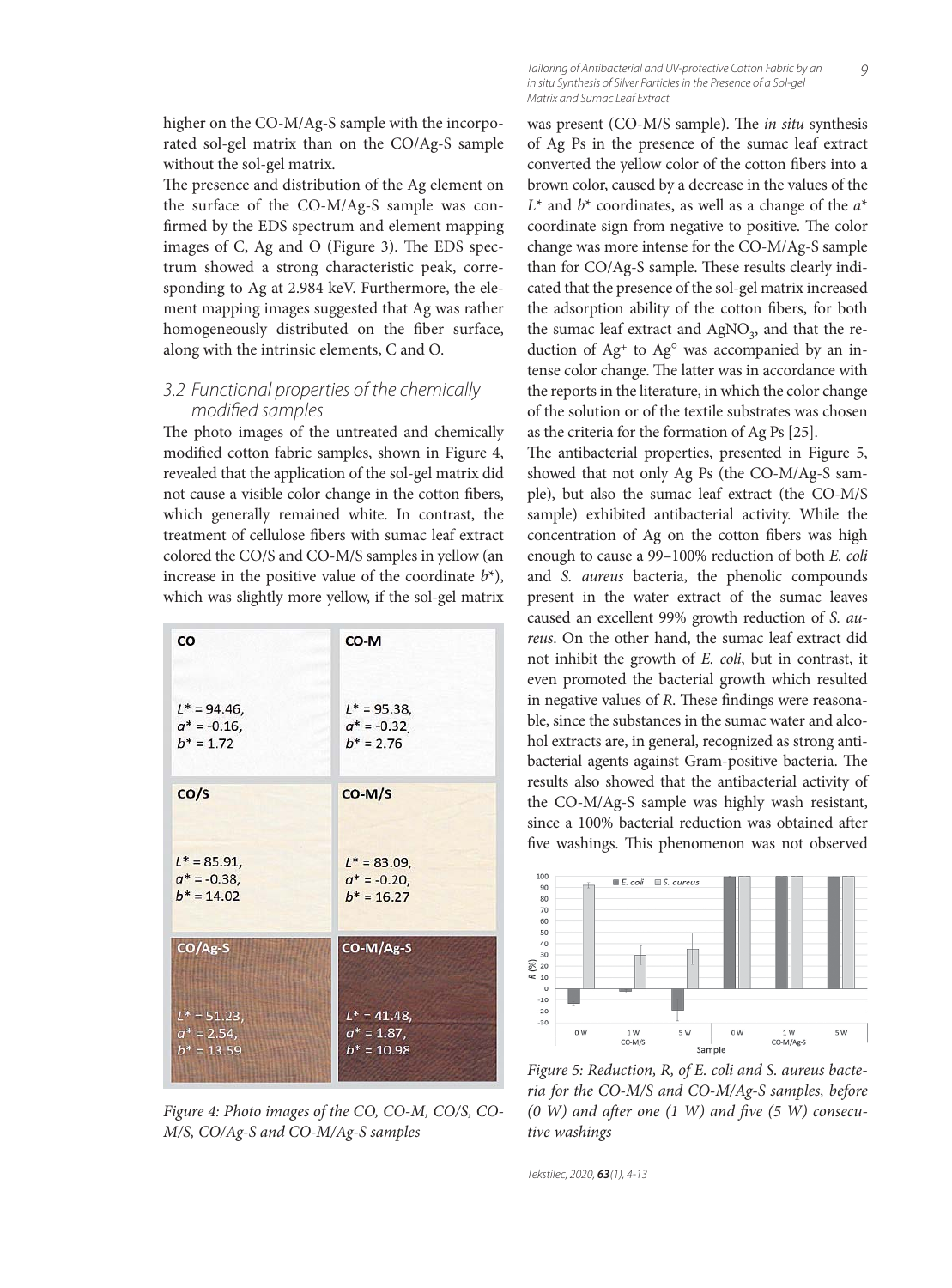higher on the CO-M/Ag-S sample with the incorporated sol-gel matrix than on the CO/Ag-S sample without the sol-gel matrix.

The presence and distribution of the Ag element on the surface of the CO-M/Ag-S sample was confirmed by the EDS spectrum and element mapping images of C, Ag and O (Figure 3). The EDS spectrum showed a strong characteristic peak, corresponding to Ag at 2.984 keV. Furthermore, the element mapping images suggested that Ag was rather homogeneously distributed on the fiber surface, along with the intrinsic elements, C and O.

## 3.2 Functional properties of the chemically modified samples

The photo images of the untreated and chemically modified cotton fabric samples, shown in Figure 4, revealed that the application of the sol-gel matrix did not cause a visible color change in the cotton fibers, which generally remained white. In contrast, the treatment of cellulose fibers with sumac leaf extract colored the CO/S and CO-M/S samples in yellow (an increase in the positive value of the coordinate $b^*$), which was slightly more yellow, if the sol-gel matrix was present (CO-M/S sample). The *in situ* synthesis of Ag Ps in the presence of the sumac leaf extract converted the yellow color of the cotton fibers into a brown color, caused by a decrease in the values of the $L^*$ and $b^*$ coordinates, as well as a change of the $a^*$ coordinate sign from negative to positive. The color change was more intense for the CO-M/Ag-S sample than for CO/Ag-S sample. These results clearly indicated that the presence of the sol-gel matrix increased the adsorption ability of the cotton fibers, for both the sumac leaf extract and $AgNO_3$, and that the reduction of $Ag^+$ to $Ag^\circ$ was accompanied by an intense color change. The latter was in accordance with the reports in the literature, in which the color change of the solution or of the textile substrates was chosen as the criteria for the formation of Ag Ps [25].

| CO | CO-M |
| --- | --- |
| $L^*$ = 94.46, $a^*$ = -0.16, $b^*$ = 1.72 | $L^*$ = 95.38, $a^*$ = -0.32, $b^*$ = 2.76 |
| **CO/S** | **CO-M/S** |
| $L^*$ = 85.91, $a^*$ = -0.38, $b^*$ = 14.02 | $L^*$ = 83.09, $a^*$ = -0.20, $b^*$ = 16.27 |
| **CO/Ag-S** | **CO-M/Ag-S** |
| $L^*$ = 51.23, $a^*$ = 2.54, $b^*$ = 13.59 | $L^*$ = 41.48, $a^*$ = 1.87, $b^*$ = 10.98 |

*Figure 4: Photo images of the CO, CO-M, CO/S, CO-M/S, CO/Ag-S and CO-M/Ag-S samples*

The antibacterial properties, presented in Figure 5, showed that not only Ag Ps (the CO-M/Ag-S sample), but also the sumac leaf extract (the CO-M/S sample) exhibited antibacterial activity. While the concentration of Ag on the cotton fibers was high enough to cause a 99–100% reduction of both *E. coli* and *S. aureus* bacteria, the phenolic compounds present in the water extract of the sumac leaves caused an excellent 99% growth reduction of *S. aureus*. On the other hand, the sumac leaf extract did not inhibit the growth of *E. coli*, but in contrast, it even promoted the bacterial growth which resulted in negative values of *R*. These findings were reasonable, since the substances in the sumac water and alcohol extracts are, in general, recognized as strong antibacterial agents against Gram-positive bacteria. The results also showed that the antibacterial activity of the CO-M/Ag-S sample was highly wash resistant, since a 100% bacterial reduction was obtained after five washings. This phenomenon was not observed

*Figure 5: Reduction, R, of E. coli and S. aureus bacteria for the CO-M/S and CO-M/Ag-S samples, before (0 W) and after one (1 W) and five (5 W) consecutive washings*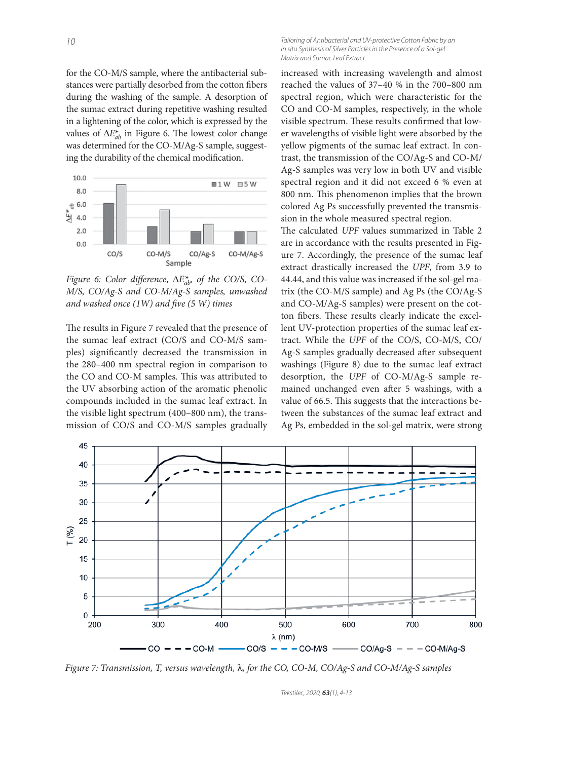for the CO-M/S sample, where the antibacterial substances were partially desorbed from the cotton fibers during the washing of the sample. A desorption of the sumac extract during repetitive washing resulted in a lightening of the color, which is expressed by the values of $\Delta E^*_{ab}$ in Figure 6. The lowest color change was determined for the CO-M/Ag-S sample, suggesting the durability of the chemical modification.

*Figure 6: Color difference, $\Delta E^*_{ab}$, of the CO/S, CO-M/S, CO/Ag-S and CO-M/Ag-S samples, unwashed and washed once (1W) and five (5 W) times*

The results in Figure 7 revealed that the presence of the sumac leaf extract (CO/S and CO-M/S samples) significantly decreased the transmission in the 280–400 nm spectral region in comparison to the CO and CO-M samples. This was attributed to the UV absorbing action of the aromatic phenolic compounds included in the sumac leaf extract. In the visible light spectrum (400–800 nm), the transmission of CO/S and CO-M/S samples gradually increased with increasing wavelength and almost reached the values of 37–40 % in the 700–800 nm spectral region, which were characteristic for the CO and CO-M samples, respectively, in the whole visible spectrum. These results confirmed that lower wavelengths of visible light were absorbed by the yellow pigments of the sumac leaf extract. In contrast, the transmission of the CO/Ag-S and CO-M/Ag-S samples was very low in both UV and visible spectral region and it did not exceed 6 % even at 800 nm. This phenomenon implies that the brown colored Ag Ps successfully prevented the transmission in the whole measured spectral region.

The calculated *UPF* values summarized in Table 2 are in accordance with the results presented in Figure 7. Accordingly, the presence of the sumac leaf extract drastically increased the *UPF*, from 3.9 to 44.44, and this value was increased if the sol-gel matrix (the CO-M/S sample) and Ag Ps (the CO/Ag-S and CO-M/Ag-S samples) were present on the cotton fibers. These results clearly indicate the excellent UV-protection properties of the sumac leaf extract. While the *UPF* of the CO/S, CO-M/S, CO/Ag-S samples gradually decreased after subsequent washings (Figure 8) due to the sumac leaf extract desorption, the *UPF* of CO-M/Ag-S sample remained unchanged even after 5 washings, with a value of 66.5. This suggests that the interactions between the substances of the sumac leaf extract and Ag Ps, embedded in the sol-gel matrix, were strong

*Figure 7: Transmission, T, versus wavelength, λ, for the CO, CO-M, CO/Ag-S and CO-M/Ag-S samples*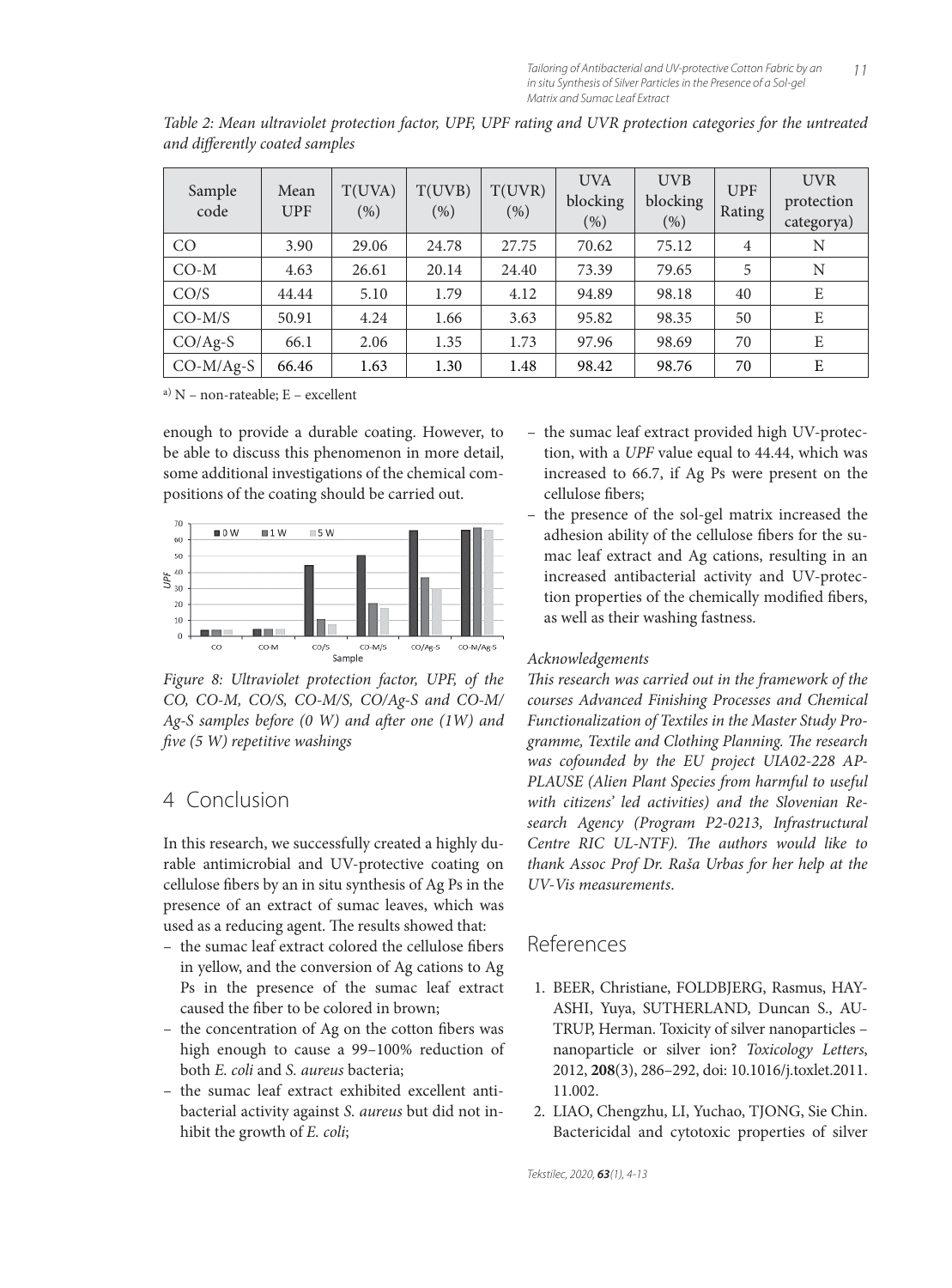Table 2: Mean ultraviolet protection factor, UPF, UPF rating and UVR protection categories for the untreated and differently coated samples

| Sample code | Mean UPF | T(UVA) (%) | T(UVB) (%) | T(UVR) (%) | UVA blocking (%) | UVB blocking (%) | UPF Rating | UVR protection categorya) |
|---|---|---|---|---|---|---|---|---|
| CO | 3.90 | 29.06 | 24.78 | 27.75 | 70.62 | 75.12 | 4 | N |
| CO-M | 4.63 | 26.61 | 20.14 | 24.40 | 73.39 | 79.65 | 5 | N |
| CO/S | 44.44 | 5.10 | 1.79 | 4.12 | 94.89 | 98.18 | 40 | E |
| CO-M/S | 50.91 | 4.24 | 1.66 | 3.63 | 95.82 | 98.35 | 50 | E |
| CO/Ag-S | 66.1 | 2.06 | 1.35 | 1.73 | 97.96 | 98.69 | 70 | E |
| CO-M/Ag-S | 66.46 | 1.63 | 1.30 | 1.48 | 98.42 | 98.76 | 70 | E |

a) N – non-rateable; E – excellent

enough to provide a durable coating. However, to be able to discuss this phenomenon in more detail, some additional investigations of the chemical compositions of the coating should be carried out.

*Figure 8: Ultraviolet protection factor, UPF, of the CO, CO-M, CO/S, CO-M/S, CO/Ag-S and CO-M/Ag-S samples before (0 W) and after one (1W) and five (5 W) repetitive washings*

## 4 Conclusion

In this research, we successfully created a highly durable antimicrobial and UV-protective coating on cellulose fibers by an in situ synthesis of Ag Ps in the presence of an extract of sumac leaves, which was used as a reducing agent. The results showed that:

- the sumac leaf extract colored the cellulose fibers in yellow, and the conversion of Ag cations to Ag Ps in the presence of the sumac leaf extract caused the fiber to be colored in brown;
- the concentration of Ag on the cotton fibers was high enough to cause a 99–100% reduction of both *E. coli* and *S. aureus* bacteria;
- the sumac leaf extract exhibited excellent antibacterial activity against *S. aureus* but did not inhibit the growth of *E. coli*;
- the sumac leaf extract provided high UV-protection, with a *UPF* value equal to 44.44, which was increased to 66.7, if Ag Ps were present on the cellulose fibers;
- the presence of the sol-gel matrix increased the adhesion ability of the cellulose fibers for the sumac leaf extract and Ag cations, resulting in an increased antibacterial activity and UV-protection properties of the chemically modified fibers, as well as their washing fastness.

*Acknowledgements*

*This research was carried out in the framework of the courses Advanced Finishing Processes and Chemical Functionalization of Textiles in the Master Study Programme, Textile and Clothing Planning. The research was cofounded by the EU project UIA02-228 APPLAUSE (Alien Plant Species from harmful to useful with citizens' led activities) and the Slovenian Research Agency (Program P2-0213, Infrastructural Centre RIC UL-NTF). The authors would like to thank Assoc Prof Dr. Raša Urbas for her help at the UV-Vis measurements.*

## References

1. BEER, Christiane, FOLDBJERG, Rasmus, HAYASHI, Yuya, SUTHERLAND, Duncan S., AUTRUP, Herman. Toxicity of silver nanoparticles – nanoparticle or silver ion? *Toxicology Letters*, 2012, **208**(3), 286–292, doi: 10.1016/j.toxlet.2011.11.002.
2. LIAO, Chengzhu, LI, Yuchao, TJONG, Sie Chin. Bactericidal and cytotoxic properties of silver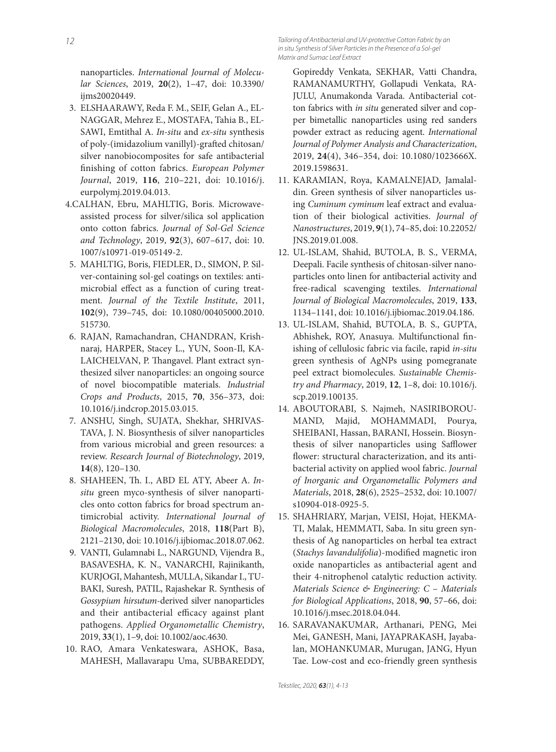nanoparticles. *International Journal of Molecular Sciences*, 2019, **20**(2), 1–47, doi: 10.3390/ijms20020449.

3. ELSHAARAWY, Reda F. M., SEIF, Gelan A., EL-NAGGAR, Mehrez E., MOSTAFA, Tahia B., EL-SAWI, Emtithal A. *In-situ* and *ex-situ* synthesis of poly-(imidazolium vanillyl)-grafted chitosan/silver nanobiocomposites for safe antibacterial finishing of cotton fabrics. *European Polymer Journal*, 2019, **116**, 210–221, doi: 10.1016/j.eurpolymj.2019.04.013.
4. CALHAN, Ebru, MAHLTIG, Boris. Microwave-assisted process for silver/silica sol application onto cotton fabrics. *Journal of Sol-Gel Science and Technology*, 2019, **92**(3), 607–617, doi: 10.1007/s10971-019-05149-2.
5. MAHLTIG, Boris, FIEDLER, D., SIMON, P. Silver-containing sol-gel coatings on textiles: antimicrobial effect as a function of curing treatment. *Journal of the Textile Institute*, 2011, **102**(9), 739–745, doi: 10.1080/00405000.2010.515730.
6. RAJAN, Ramachandran, CHANDRAN, Krishnaraj, HARPER, Stacey L., YUN, Soon-Il, KALAICHELVAN, P. Thangavel. Plant extract synthesized silver nanoparticles: an ongoing source of novel biocompatible materials. *Industrial Crops and Products*, 2015, **70**, 356–373, doi: 10.1016/j.indcrop.2015.03.015.
7. ANSHU, Singh, SUJATA, Shekhar, SHRIVASTAVA, J. N. Biosynthesis of silver nanoparticles from various microbial and green resources: a review. *Research Journal of Biotechnology*, 2019, **14**(8), 120–130.
8. SHAHEEN, Th. I., ABD EL ATY, Abeer A. *In-situ* green myco-synthesis of silver nanoparticles onto cotton fabrics for broad spectrum antimicrobial activity. *International Journal of Biological Macromolecules*, 2018, **118**(Part B), 2121–2130, doi: 10.1016/j.ijbiomac.2018.07.062.
9. VANTI, Gulamnabi L., NARGUND, Vijendra B., BASAVESHA, K. N., VANARCHI, Rajinikanth, KURJOGI, Mahantesh, MULLA, Sikandar I., TUBAKI, Suresh, PATIL, Rajashekar R. Synthesis of *Gossypium hirsutum*-derived silver nanoparticles and their antibacterial efficacy against plant pathogens. *Applied Organometallic Chemistry*, 2019, **33**(1), 1–9, doi: 10.1002/aoc.4630.
10. RAO, Amara Venkateswara, ASHOK, Basa, MAHESH, Mallavarapu Uma, SUBBAREDDY, Gopireddy Venkata, SEKHAR, Vatti Chandra, RAMANAMURTHY, Gollapudi Venkata, RAJULU, Anumakonda Varada. Antibacterial cotton fabrics with *in situ* generated silver and copper bimetallic nanoparticles using red sanders powder extract as reducing agent. *International Journal of Polymer Analysis and Characterization*, 2019, **24**(4), 346–354, doi: 10.1080/1023666X.2019.1598631.
11. KARAMIAN, Roya, KAMALNEJAD, Jamalaldin. Green synthesis of silver nanoparticles using *Cuminum cyminum* leaf extract and evaluation of their biological activities. *Journal of Nanostructures*, 2019, **9**(1), 74–85, doi: 10.22052/JNS.2019.01.008.
12. UL-ISLAM, Shahid, BUTOLA, B. S., VERMA, Deepali. Facile synthesis of chitosan-silver nanoparticles onto linen for antibacterial activity and free-radical scavenging textiles. *International Journal of Biological Macromolecules*, 2019, **133**, 1134–1141, doi: 10.1016/j.ijbiomac.2019.04.186.
13. UL-ISLAM, Shahid, BUTOLA, B. S., GUPTA, Abhishek, ROY, Anasuya. Multifunctional finishing of cellulosic fabric via facile, rapid *in-situ* green synthesis of AgNPs using pomegranate peel extract biomolecules. *Sustainable Chemistry and Pharmacy*, 2019, **12**, 1–8, doi: 10.1016/j.scp.2019.100135.
14. ABOUTORABI, S. Najmeh, NASIRIBOROUMAND, Majid, MOHAMMADI, Pourya, SHEIBANI, Hassan, BARANI, Hossein. Biosynthesis of silver nanoparticles using Safflower flower: structural characterization, and its antibacterial activity on applied wool fabric. *Journal of Inorganic and Organometallic Polymers and Materials*, 2018, **28**(6), 2525–2532, doi: 10.1007/s10904-018-0925-5.
15. SHAHRIARY, Marjan, VEISI, Hojat, HEKMATI, Malak, HEMMATI, Saba. In situ green synthesis of Ag nanoparticles on herbal tea extract (*Stachys lavandulifolia*)-modified magnetic iron oxide nanoparticles as antibacterial agent and their 4-nitrophenol catalytic reduction activity. *Materials Science & Engineering: C – Materials for Biological Applications*, 2018, **90**, 57–66, doi: 10.1016/j.msec.2018.04.044.
16. SARAVANAKUMAR, Arthanari, PENG, Mei Mei, GANESH, Mani, JAYAPRAKASH, Jayabalan, MOHANKUMAR, Murugan, JANG, Hyun Tae. Low-cost and eco-friendly green synthesis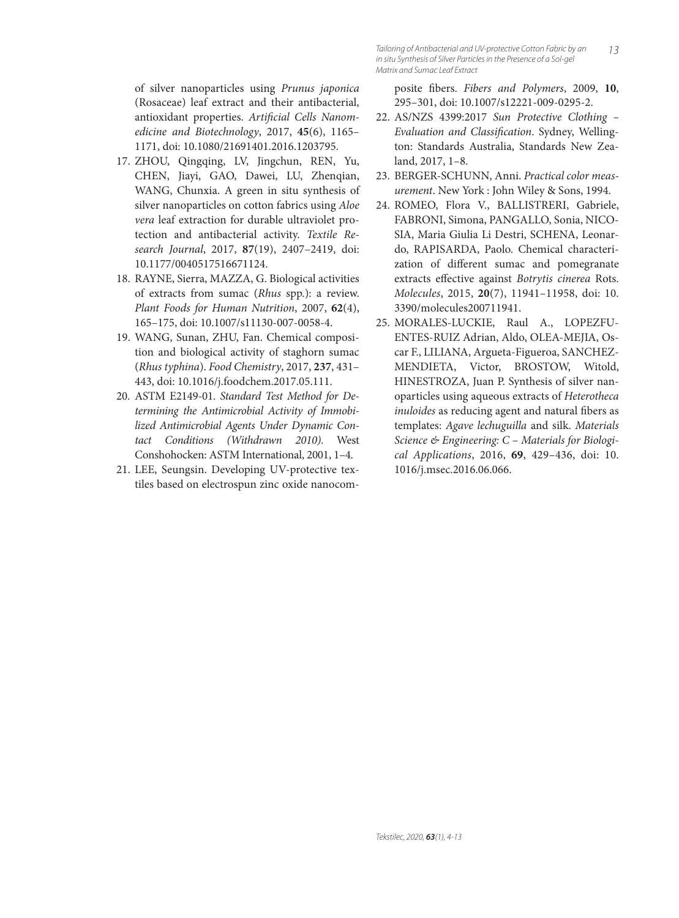of silver nanoparticles using *Prunus japonica* (Rosaceae) leaf extract and their antibacterial, antioxidant properties. *Artificial Cells Nanomedicine and Biotechnology*, 2017, **45**(6), 1165–1171, doi: 10.1080/21691401.2016.1203795.

17. ZHOU, Qingqing, LV, Jingchun, REN, Yu, CHEN, Jiayi, GAO, Dawei, LU, Zhenqian, WANG, Chunxia. A green in situ synthesis of silver nanoparticles on cotton fabrics using *Aloe vera* leaf extraction for durable ultraviolet protection and antibacterial activity. *Textile Research Journal*, 2017, **87**(19), 2407–2419, doi: 10.1177/0040517516671124.
18. RAYNE, Sierra, MAZZA, G. Biological activities of extracts from sumac (*Rhus* spp.): a review. *Plant Foods for Human Nutrition*, 2007, **62**(4), 165–175, doi: 10.1007/s11130-007-0058-4.
19. WANG, Sunan, ZHU, Fan. Chemical composition and biological activity of staghorn sumac (*Rhus typhina*). *Food Chemistry*, 2017, **237**, 431–443, doi: 10.1016/j.foodchem.2017.05.111.
20. ASTM E2149-01. *Standard Test Method for Determining the Antimicrobial Activity of Immobilized Antimicrobial Agents Under Dynamic Contact Conditions (Withdrawn 2010).* West Conshohocken: ASTM International, 2001, 1–4.
21. LEE, Seungsin. Developing UV-protective textiles based on electrospun zinc oxide nanocomposite fibers. *Fibers and Polymers*, 2009, **10**, 295–301, doi: 10.1007/s12221-009-0295-2.
22. AS/NZS 4399:2017 *Sun Protective Clothing – Evaluation and Classification*. Sydney, Wellington: Standards Australia, Standards New Zealand, 2017, 1–8.
23. BERGER-SCHUNN, Anni. *Practical color measurement*. New York : John Wiley & Sons, 1994.
24. ROMEO, Flora V., BALLISTRERI, Gabriele, FABRONI, Simona, PANGALLO, Sonia, NICOSIA, Maria Giulia Li Destri, SCHENA, Leonardo, RAPISARDA, Paolo. Chemical characterization of different sumac and pomegranate extracts effective against *Botrytis cinerea* Rots. *Molecules*, 2015, **20**(7), 11941–11958, doi: 10.3390/molecules200711941.
25. MORALES-LUCKIE, Raul A., LOPEZFUENTES-RUIZ Adrian, Aldo, OLEA-MEJIA, Oscar F., LILIANA, Argueta-Figueroa, SANCHEZ-MENDIETA, Victor, BROSTOW, Witold, HINESTROZA, Juan P. Synthesis of silver nanoparticles using aqueous extracts of *Heterotheca inuloides* as reducing agent and natural fibers as templates: *Agave lechuguilla* and silk. *Materials Science & Engineering: C – Materials for Biological Applications*, 2016, **69**, 429–436, doi: 10.1016/j.msec.2016.06.066.